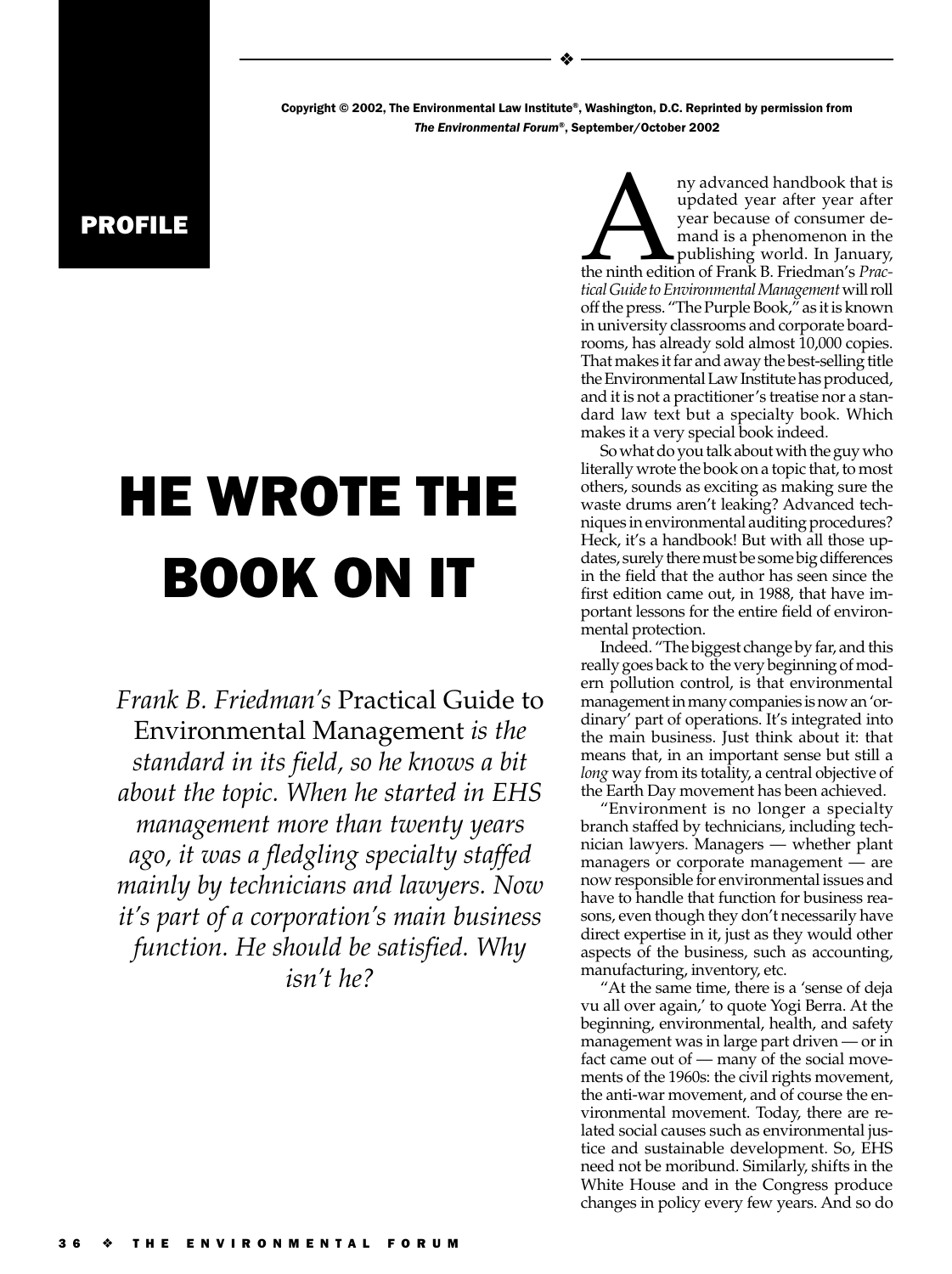Copyright © 2002, The Environmental Law Institute®, Washington, D.C. Reprinted by permission from *The Environmental Forum*®, September/October 2002

**PROFILE**

# HE WROTE THE BOOK ON IT

*Frank B. Friedman's* Practical Guide to Environmental Management *is the standard in its field, so he knows a bit about the topic. When he started in EHS management more than twenty years ago, it was a fledgling specialty staffed mainly by technicians and lawyers. Now it's part of a corporation's main business function. He should be satisfied. Why isn't he?*

Any advanced handbook that is updated year after year after year because of consumer demand is a phenomenon in the publishing world. In January, the ninth edition of Frank B. Friedman's *Practical Guide to Environmental Management* will roll off the press. "The Purple Book," as it is known in university classrooms and corporate boardrooms, has already sold almost 10,000 copies. That makes it far and away the best-selling title the Environmental Law Institute has produced, and it is not a practitioner's treatise nor a standard law text but a specialty book. Which makes it a very special book indeed.

So what do you talk about with the guy who literally wrote the book on a topic that, to most others, sounds as exciting as making sure the waste drums aren't leaking? Advanced techniques in environmental auditing procedures? Heck, it's a handbook! But with all those updates, surely there must be some big differences in the field that the author has seen since the first edition came out, in 1988, that have important lessons for the entire field of environmental protection.

Indeed. "The biggest change by far, and this really goes back to the very beginning of modern pollution control, is that environmental management in many companies is now an 'ordinary' part of operations. It's integrated into the main business. Just think about it: that means that, in an important sense but still a *long* way from its totality, a central objective of the Earth Day movement has been achieved.

"Environment is no longer a specialty branch staffed by technicians, including technician lawyers. Managers — whether plant managers or corporate management — are now responsible for environmental issues and have to handle that function for business reasons, even though they don't necessarily have direct expertise in it, just as they would other aspects of the business, such as accounting, manufacturing, inventory, etc.

"At the same time, there is a 'sense of deja vu all over again,' to quote Yogi Berra. At the beginning, environmental, health, and safety management was in large part driven — or in fact came out of — many of the social movements of the 1960s: the civil rights movement, the anti-war movement, and of course the environmental movement. Today, there are related social causes such as environmental justice and sustainable development. So, EHS need not be moribund. Similarly, shifts in the White House and in the Congress produce changes in policy every few years. And so do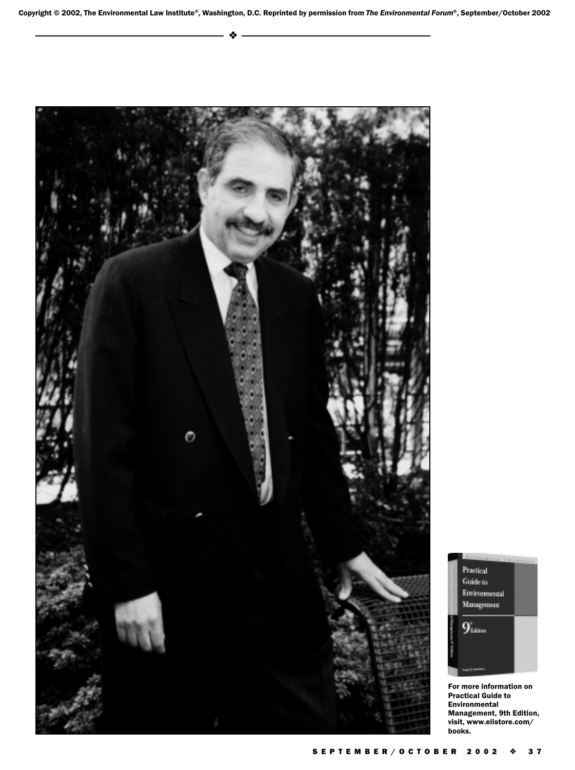Copyright © 2002, The Environmental Law Institute®, Washington, D.C. Reprinted by permission from *The Environmental Forum*®, September/October 2002

**For more information on Practical Guide to Environmental Management, 9th Edition, visit, www.elistore.com/books.**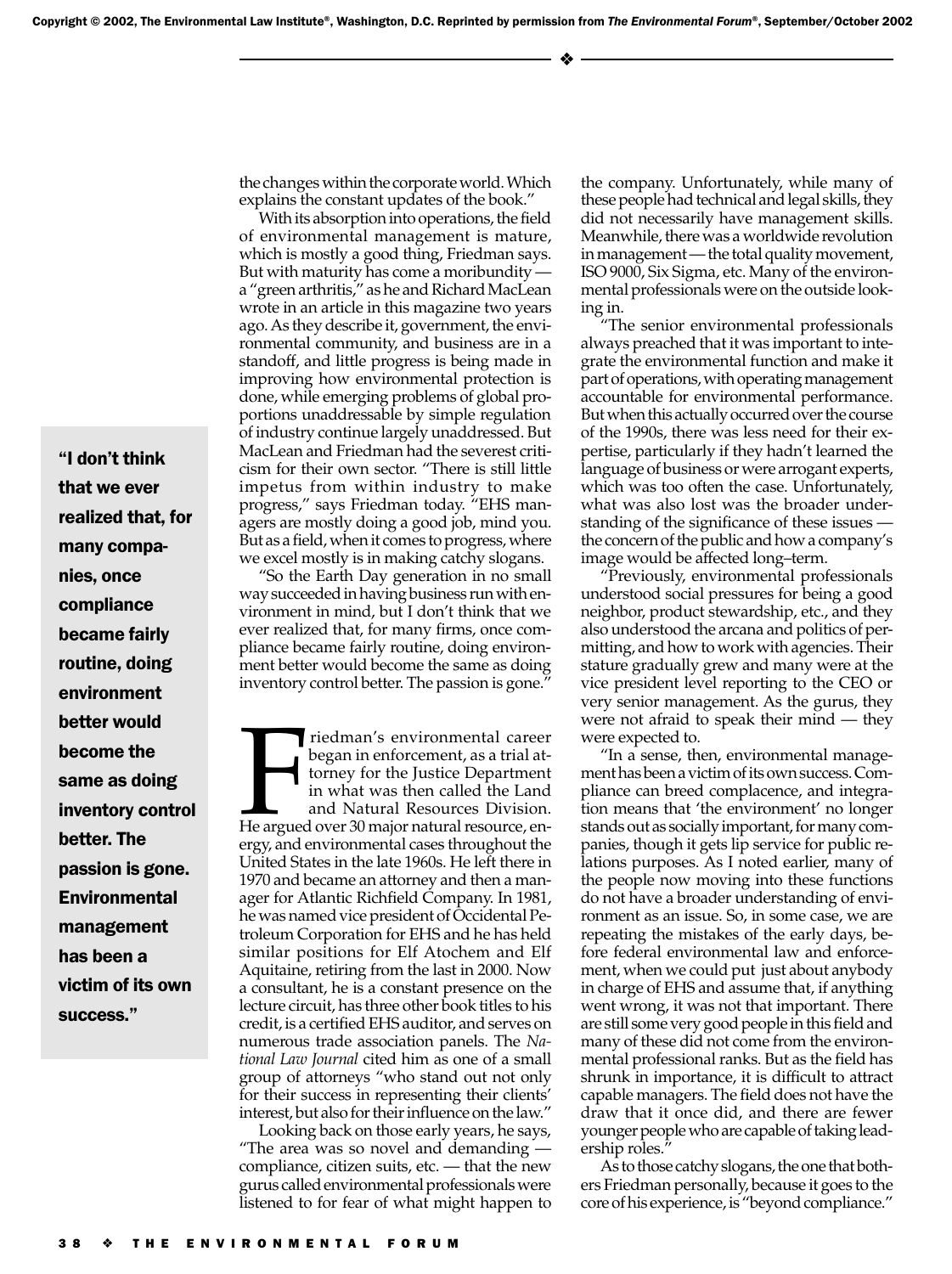the changes within the corporate world. Which explains the constant updates of the book."

With its absorption into operations, the field of environmental management is mature, which is mostly a good thing, Friedman says. But with maturity has come a moribundity — a "green arthritis," as he and Richard MacLean wrote in an article in this magazine two years ago. As they describe it, government, the environmental community, and business are in a standoff, and little progress is being made in improving how environmental protection is done, while emerging problems of global proportions unaddressable by simple regulation of industry continue largely unaddressed. But MacLean and Friedman had the severest criticism for their own sector. "There is still little impetus from within industry to make progress," says Friedman today. "EHS managers are mostly doing a good job, mind you. But as a field, when it comes to progress, where we excel mostly is in making catchy slogans.

"So the Earth Day generation in no small way succeeded in having business run with environment in mind, but I don't think that we ever realized that, for many firms, once compliance became fairly routine, doing environment better would become the same as doing inventory control better. The passion is gone."

> **"I don't think that we ever realized that, for many companies, once compliance became fairly routine, doing environment better would become the same as doing inventory control better. The passion is gone. Environmental management has been a victim of its own success."**

Friedman's environmental career began in enforcement, as a trial attorney for the Justice Department in what was then called the Land and Natural Resources Division. He argued over 30 major natural resource, energy, and environmental cases throughout the United States in the late 1960s. He left there in 1970 and became an attorney and then a manager for Atlantic Richfield Company. In 1981, he was named vice president of Occidental Petroleum Corporation for EHS and he has held similar positions for Elf Atochem and Elf Aquitaine, retiring from the last in 2000. Now a consultant, he is a constant presence on the lecture circuit, has three other book titles to his credit, is a certified EHS auditor, and serves on numerous trade association panels. The *National Law Journal* cited him as one of a small group of attorneys "who stand out not only for their success in representing their clients' interest, but also for their influence on the law."

Looking back on those early years, he says, "The area was so novel and demanding — compliance, citizen suits, etc. — that the new gurus called environmental professionals were listened to for fear of what might happen to the company. Unfortunately, while many of these people had technical and legal skills, they did not necessarily have management skills. Meanwhile, there was a worldwide revolution in management — the total quality movement, ISO 9000, Six Sigma, etc. Many of the environmental professionals were on the outside looking in.

"The senior environmental professionals always preached that it was important to integrate the environmental function and make it part of operations, with operating management accountable for environmental performance. But when this actually occurred over the course of the 1990s, there was less need for their expertise, particularly if they hadn't learned the language of business or were arrogant experts, which was too often the case. Unfortunately, what was also lost was the broader understanding of the significance of these issues — the concern of the public and how a company's image would be affected long–term.

"Previously, environmental professionals understood social pressures for being a good neighbor, product stewardship, etc., and they also understood the arcana and politics of permitting, and how to work with agencies. Their stature gradually grew and many were at the vice president level reporting to the CEO or very senior management. As the gurus, they were not afraid to speak their mind — they were expected to.

"In a sense, then, environmental management has been a victim of its own success. Compliance can breed complacence, and integration means that 'the environment' no longer stands out as socially important, for many companies, though it gets lip service for public relations purposes. As I noted earlier, many of the people now moving into these functions do not have a broader understanding of environment as an issue. So, in some case, we are repeating the mistakes of the early days, before federal environmental law and enforcement, when we could put just about anybody in charge of EHS and assume that, if anything went wrong, it was not that important. There are still some very good people in this field and many of these did not come from the environmental professional ranks. But as the field has shrunk in importance, it is difficult to attract capable managers. The field does not have the draw that it once did, and there are fewer younger people who are capable of taking leadership roles."

As to those catchy slogans, the one that bothers Friedman personally, because it goes to the core of his experience, is "beyond compliance."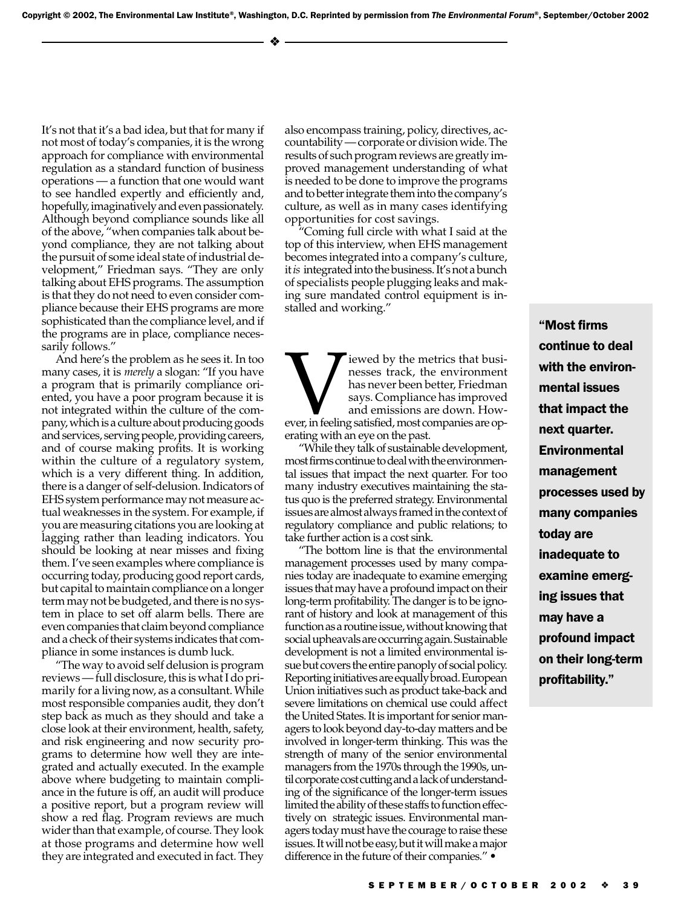It's not that it's a bad idea, but that for many if not most of today's companies, it is the wrong approach for compliance with environmental regulation as a standard function of business operations — a function that one would want to see handled expertly and efficiently and, hopefully, imaginatively and even passionately. Although beyond compliance sounds like all of the above, "when companies talk about beyond compliance, they are not talking about the pursuit of some ideal state of industrial development," Friedman says. "They are only talking about EHS programs. The assumption is that they do not need to even consider compliance because their EHS programs are more sophisticated than the compliance level, and if the programs are in place, compliance necessarily follows."

And here's the problem as he sees it. In too many cases, it is *merely* a slogan: "If you have a program that is primarily compliance oriented, you have a poor program because it is not integrated within the culture of the company, which is a culture about producing goods and services, serving people, providing careers, and of course making profits. It is working within the culture of a regulatory system, which is a very different thing. In addition, there is a danger of self-delusion. Indicators of EHS system performance may not measure actual weaknesses in the system. For example, if you are measuring citations you are looking at lagging rather than leading indicators. You should be looking at near misses and fixing them. I've seen examples where compliance is occurring today, producing good report cards, but capital to maintain compliance on a longer term may not be budgeted, and there is no system in place to set off alarm bells. There are even companies that claim beyond compliance and a check of their systems indicates that compliance in some instances is dumb luck.

"The way to avoid self delusion is program reviews — full disclosure, this is what I do primarily for a living now, as a consultant. While most responsible companies audit, they don't step back as much as they should and take a close look at their environment, health, safety, and risk engineering and now security programs to determine how well they are integrated and actually executed. In the example above where budgeting to maintain compliance in the future is off, an audit will produce a positive report, but a program review will show a red flag. Program reviews are much wider than that example, of course. They look at those programs and determine how well they are integrated and executed in fact. They also encompass training, policy, directives, accountability — corporate or division wide. The results of such program reviews are greatly improved management understanding of what is needed to be done to improve the programs and to better integrate them into the company's culture, as well as in many cases identifying opportunities for cost savings.

"Coming full circle with what I said at the top of this interview, when EHS management becomes integrated into a company's culture, it *is* integrated into the business. It's not a bunch of specialists people plugging leaks and making sure mandated control equipment is installed and working."

Viewed by the metrics that businesses track, the environment has never been better, Friedman says. Compliance has improved and emissions are down. However, in feeling satisfied, most companies are operating with an eye on the past.

"While they talk of sustainable development, most firms continue to deal with the environmental issues that impact the next quarter. For too many industry executives maintaining the status quo is the preferred strategy. Environmental issues are almost always framed in the context of regulatory compliance and public relations; to take further action is a cost sink.

"The bottom line is that the environmental management processes used by many companies today are inadequate to examine emerging issues that may have a profound impact on their long-term profitability. The danger is to be ignorant of history and look at management of this function as a routine issue, without knowing that social upheavals are occurring again. Sustainable development is not a limited environmental issue but covers the entire panoply of social policy. Reporting initiatives are equally broad. European Union initiatives such as product take-back and severe limitations on chemical use could affect the United States. It is important for senior managers to look beyond day-to-day matters and be involved in longer-term thinking. This was the strength of many of the senior environmental managers from the 1970s through the 1990s, until corporate cost cutting and a lack of understanding of the significance of the longer-term issues limited the ability of these staffs to function effectively on strategic issues. Environmental managers today must have the courage to raise these issues. It will not be easy, but it will make a major difference in the future of their companies." •

**"Most firms continue to deal with the environmental issues that impact the next quarter. Environmental management processes used by many companies today are inadequate to examine emerging issues that may have a profound impact on their long-term profitability."**